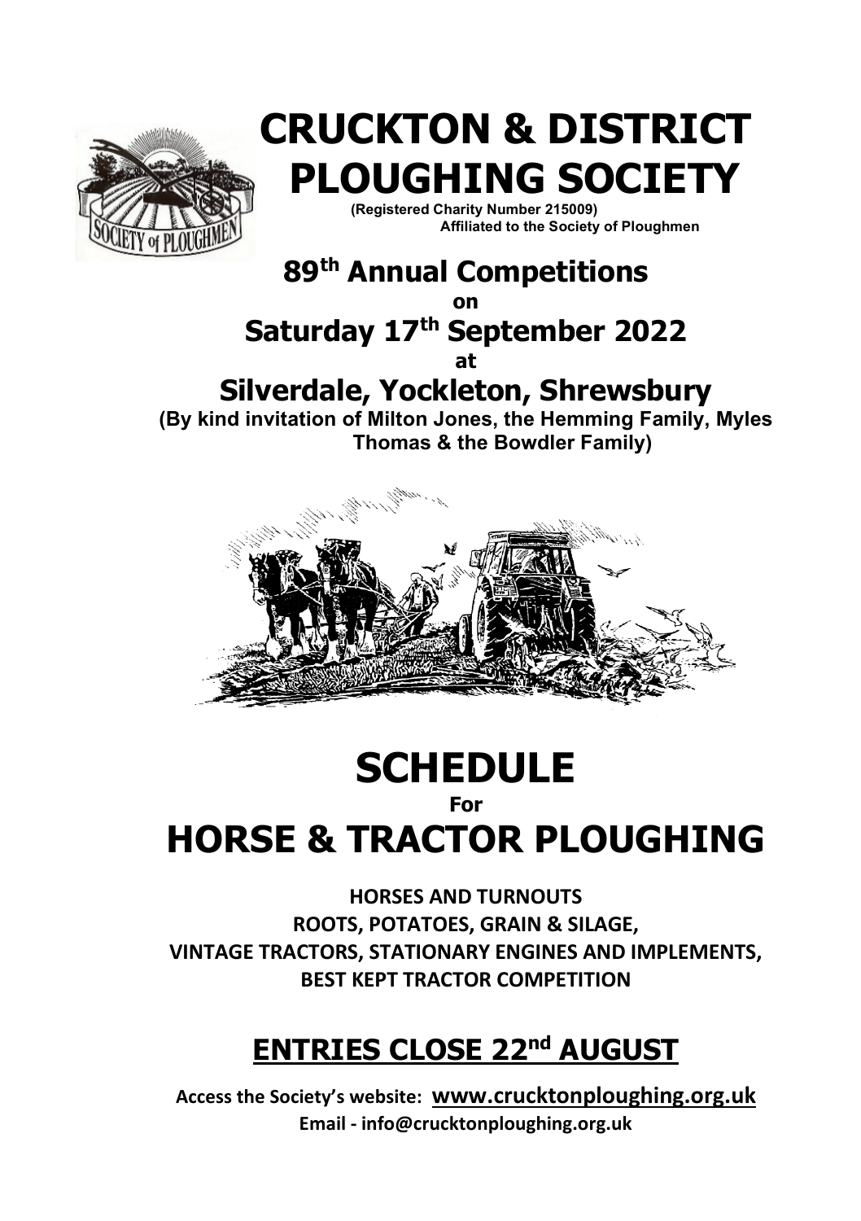# CRUCKTON & DISTRICT PLOUGHING SOCIETY

**(Registered Charity Number 215009)**
**Affiliated to the Society of Ploughmen**

## 89th Annual Competitions

**on**

## Saturday 17th September 2022

**at**

## Silverdale, Yockleton, Shrewsbury

**(By kind invitation of Milton Jones, the Hemming Family, Myles Thomas & the Bowdler Family)**

# SCHEDULE

**For**

# HORSE & TRACTOR PLOUGHING

**HORSES AND TURNOUTS**
**ROOTS, POTATOES, GRAIN & SILAGE,**
**VINTAGE TRACTORS, STATIONARY ENGINES AND IMPLEMENTS,**
**BEST KEPT TRACTOR COMPETITION**

## ENTRIES CLOSE 22nd AUGUST

**Access the Society's website: www.crucktonploughing.org.uk**
**Email - info@crucktonploughing.org.uk**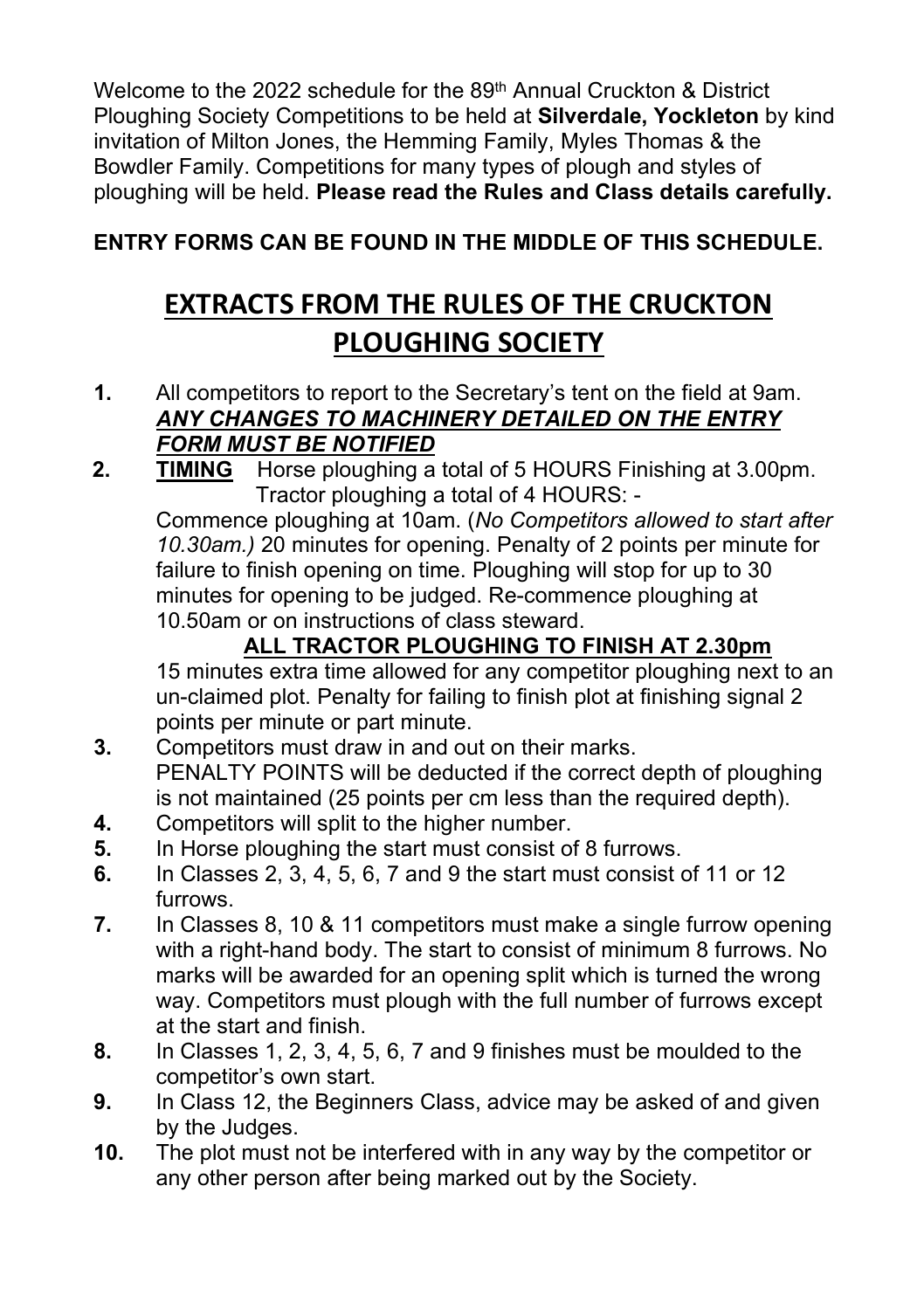Welcome to the 2022 schedule for the 89th Annual Cruckton & District Ploughing Society Competitions to be held at **Silverdale, Yockleton** by kind invitation of Milton Jones, the Hemming Family, Myles Thomas & the Bowdler Family. Competitions for many types of plough and styles of ploughing will be held. **Please read the Rules and Class details carefully.**

**ENTRY FORMS CAN BE FOUND IN THE MIDDLE OF THIS SCHEDULE.**

# EXTRACTS FROM THE RULES OF THE CRUCKTON PLOUGHING SOCIETY

**1.** All competitors to report to the Secretary's tent on the field at 9am. ***ANY CHANGES TO MACHINERY DETAILED ON THE ENTRY FORM MUST BE NOTIFIED***

**2.** **TIMING** Horse ploughing a total of 5 HOURS Finishing at 3.00pm. Tractor ploughing a total of 4 HOURS: -
Commence ploughing at 10am. (*No Competitors allowed to start after 10.30am.)* 20 minutes for opening. Penalty of 2 points per minute for failure to finish opening on time. Ploughing will stop for up to 30 minutes for opening to be judged. Re-commence ploughing at 10.50am or on instructions of class steward.

**ALL TRACTOR PLOUGHING TO FINISH AT 2.30pm**

15 minutes extra time allowed for any competitor ploughing next to an un-claimed plot. Penalty for failing to finish plot at finishing signal 2 points per minute or part minute.

**3.** Competitors must draw in and out on their marks.
PENALTY POINTS will be deducted if the correct depth of ploughing is not maintained (25 points per cm less than the required depth).

**4.** Competitors will split to the higher number.

**5.** In Horse ploughing the start must consist of 8 furrows.

**6.** In Classes 2, 3, 4, 5, 6, 7 and 9 the start must consist of 11 or 12 furrows.

**7.** In Classes 8, 10 & 11 competitors must make a single furrow opening with a right-hand body. The start to consist of minimum 8 furrows. No marks will be awarded for an opening split which is turned the wrong way. Competitors must plough with the full number of furrows except at the start and finish.

**8.** In Classes 1, 2, 3, 4, 5, 6, 7 and 9 finishes must be moulded to the competitor's own start.

**9.** In Class 12, the Beginners Class, advice may be asked of and given by the Judges.

**10.** The plot must not be interfered with in any way by the competitor or any other person after being marked out by the Society.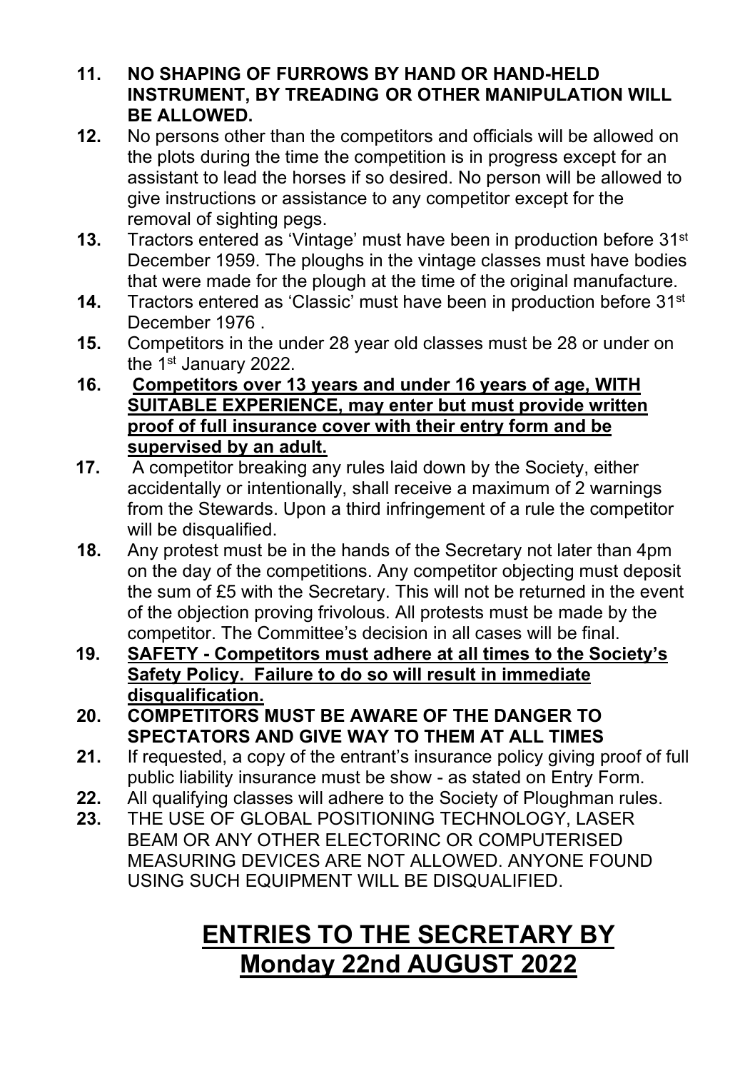11. **NO SHAPING OF FURROWS BY HAND OR HAND-HELD INSTRUMENT, BY TREADING OR OTHER MANIPULATION WILL BE ALLOWED.**
12. No persons other than the competitors and officials will be allowed on the plots during the time the competition is in progress except for an assistant to lead the horses if so desired. No person will be allowed to give instructions or assistance to any competitor except for the removal of sighting pegs.
13. Tractors entered as 'Vintage' must have been in production before 31st December 1959. The ploughs in the vintage classes must have bodies that were made for the plough at the time of the original manufacture.
14. Tractors entered as 'Classic' must have been in production before 31st December 1976 .
15. Competitors in the under 28 year old classes must be 28 or under on the 1st January 2022.
16. **<u>Competitors over 13 years and under 16 years of age, WITH SUITABLE EXPERIENCE, may enter but must provide written proof of full insurance cover with their entry form and be supervised by an adult.</u>**
17. A competitor breaking any rules laid down by the Society, either accidentally or intentionally, shall receive a maximum of 2 warnings from the Stewards. Upon a third infringement of a rule the competitor will be disqualified.
18. Any protest must be in the hands of the Secretary not later than 4pm on the day of the competitions. Any competitor objecting must deposit the sum of £5 with the Secretary. This will not be returned in the event of the objection proving frivolous. All protests must be made by the competitor. The Committee's decision in all cases will be final.
19. **<u>SAFETY - Competitors must adhere at all times to the Society's Safety Policy. Failure to do so will result in immediate disqualification.</u>**
20. **COMPETITORS MUST BE AWARE OF THE DANGER TO SPECTATORS AND GIVE WAY TO THEM AT ALL TIMES**
21. If requested, a copy of the entrant's insurance policy giving proof of full public liability insurance must be show - as stated on Entry Form.
22. All qualifying classes will adhere to the Society of Ploughman rules.
23. THE USE OF GLOBAL POSITIONING TECHNOLOGY, LASER BEAM OR ANY OTHER ELECTORINC OR COMPUTERISED MEASURING DEVICES ARE NOT ALLOWED. ANYONE FOUND USING SUCH EQUIPMENT WILL BE DISQUALIFIED.

# <u>ENTRIES TO THE SECRETARY BY Monday 22nd AUGUST 2022</u>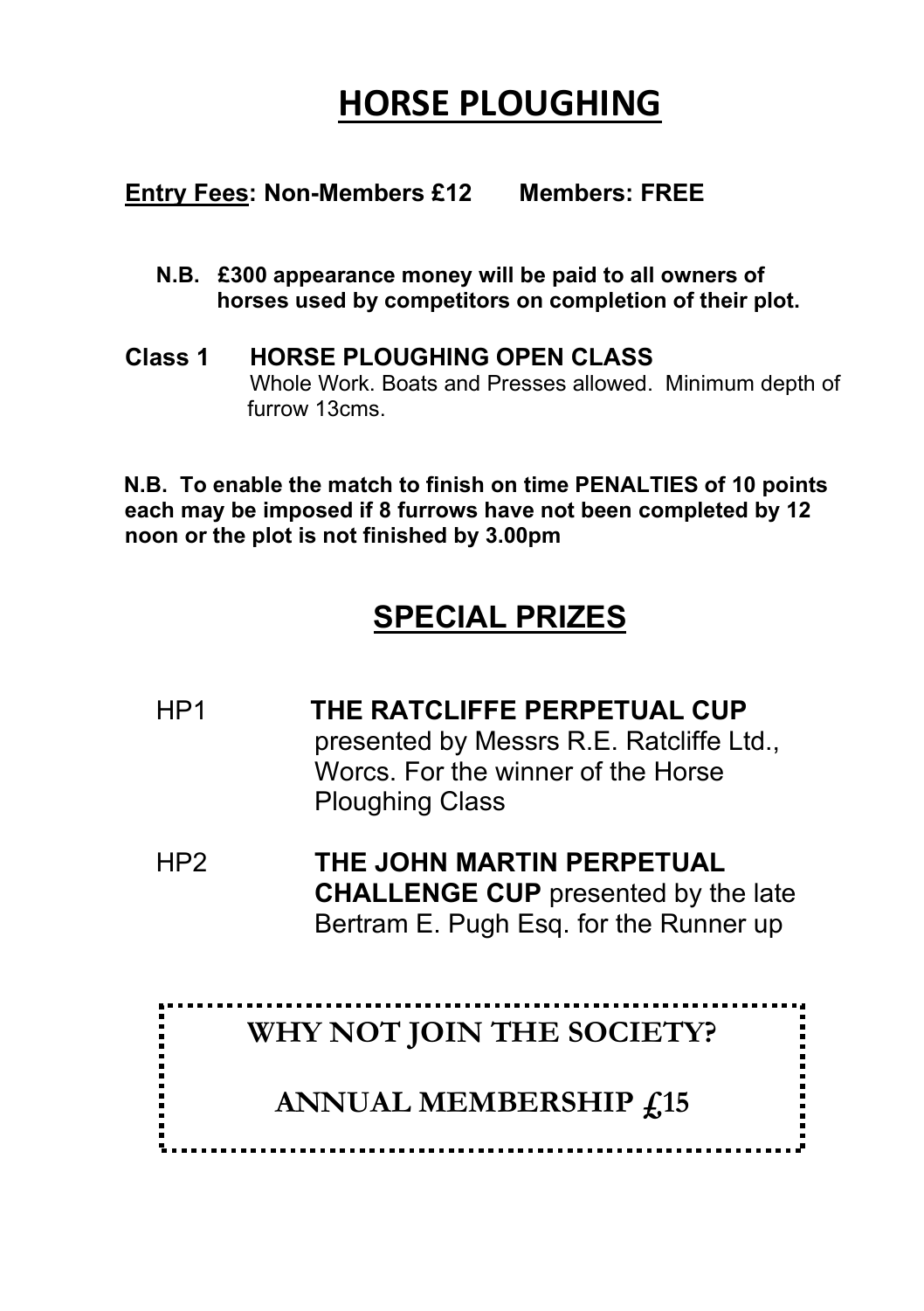# HORSE PLOUGHING

**Entry Fees: Non-Members £12 Members: FREE**

**N.B. £300 appearance money will be paid to all owners of horses used by competitors on completion of their plot.**

**Class 1 HORSE PLOUGHING OPEN CLASS**
Whole Work. Boats and Presses allowed. Minimum depth of furrow 13cms.

**N.B. To enable the match to finish on time PENALTIES of 10 points each may be imposed if 8 furrows have not been completed by 12 noon or the plot is not finished by 3.00pm**

## SPECIAL PRIZES

HP1 **THE RATCLIFFE PERPETUAL CUP** presented by Messrs R.E. Ratcliffe Ltd., Worcs. For the winner of the Horse Ploughing Class

HP2 **THE JOHN MARTIN PERPETUAL CHALLENGE CUP** presented by the late Bertram E. Pugh Esq. for the Runner up

**WHY NOT JOIN THE SOCIETY?**

**ANNUAL MEMBERSHIP £15**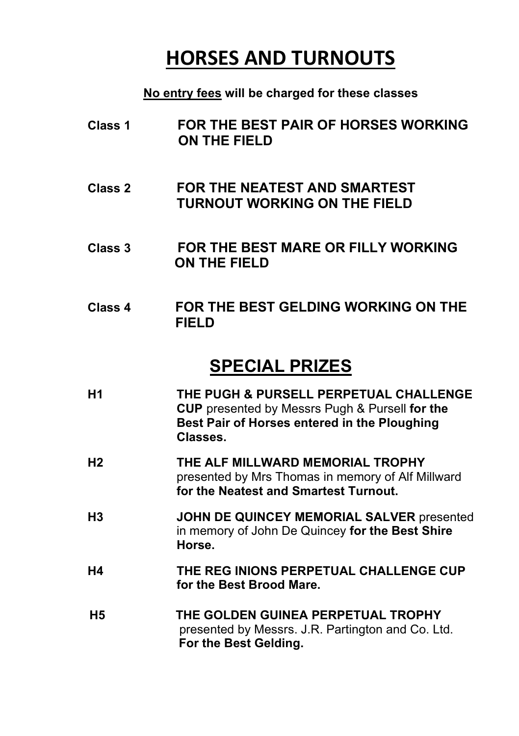# HORSES AND TURNOUTS

**No entry fees** will be charged for these classes

**Class 1** **FOR THE BEST PAIR OF HORSES WORKING ON THE FIELD**

**Class 2** **FOR THE NEATEST AND SMARTEST TURNOUT WORKING ON THE FIELD**

**Class 3** **FOR THE BEST MARE OR FILLY WORKING ON THE FIELD**

**Class 4** **FOR THE BEST GELDING WORKING ON THE FIELD**

## SPECIAL PRIZES

**H1** **THE PUGH & PURSELL PERPETUAL CHALLENGE CUP** presented by Messrs Pugh & Pursell **for the Best Pair of Horses entered in the Ploughing Classes.**

**H2** **THE ALF MILLWARD MEMORIAL TROPHY** presented by Mrs Thomas in memory of Alf Millward **for the Neatest and Smartest Turnout.**

**H3** **JOHN DE QUINCEY MEMORIAL SALVER** presented in memory of John De Quincey **for the Best Shire Horse.**

**H4** **THE REG INIONS PERPETUAL CHALLENGE CUP for the Best Brood Mare.**

**H5** **THE GOLDEN GUINEA PERPETUAL TROPHY** presented by Messrs. J.R. Partington and Co. Ltd. **For the Best Gelding.**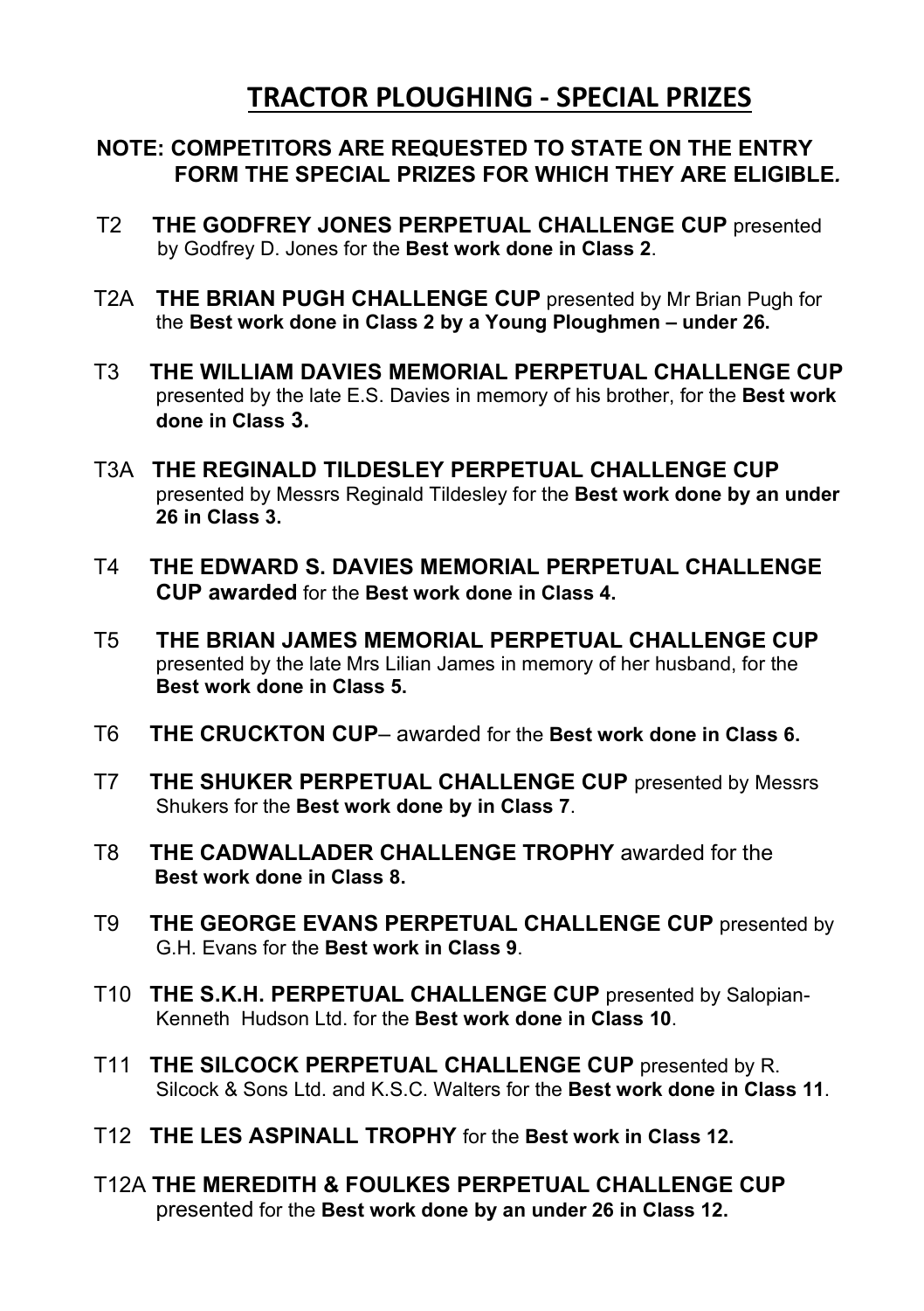# TRACTOR PLOUGHING - SPECIAL PRIZES

**NOTE: COMPETITORS ARE REQUESTED TO STATE ON THE ENTRY FORM THE SPECIAL PRIZES FOR WHICH THEY ARE ELIGIBLE.**

T2 **THE GODFREY JONES PERPETUAL CHALLENGE CUP** presented by Godfrey D. Jones for the **Best work done in Class 2**.

T2A **THE BRIAN PUGH CHALLENGE CUP** presented by Mr Brian Pugh for the **Best work done in Class 2 by a Young Ploughmen – under 26.**

T3 **THE WILLIAM DAVIES MEMORIAL PERPETUAL CHALLENGE CUP** presented by the late E.S. Davies in memory of his brother, for the **Best work done in Class 3.**

T3A **THE REGINALD TILDESLEY PERPETUAL CHALLENGE CUP** presented by Messrs Reginald Tildesley for the **Best work done by an under 26 in Class 3.**

T4 **THE EDWARD S. DAVIES MEMORIAL PERPETUAL CHALLENGE CUP awarded** for the **Best work done in Class 4.**

T5 **THE BRIAN JAMES MEMORIAL PERPETUAL CHALLENGE CUP** presented by the late Mrs Lilian James in memory of her husband, for the **Best work done in Class 5.**

T6 **THE CRUCKTON CUP**– awarded for the **Best work done in Class 6.**

T7 **THE SHUKER PERPETUAL CHALLENGE CUP** presented by Messrs Shukers for the **Best work done by in Class 7**.

T8 **THE CADWALLADER CHALLENGE TROPHY** awarded for the **Best work done in Class 8.**

T9 **THE GEORGE EVANS PERPETUAL CHALLENGE CUP** presented by G.H. Evans for the **Best work in Class 9**.

T10 **THE S.K.H. PERPETUAL CHALLENGE CUP** presented by Salopian-Kenneth Hudson Ltd. for the **Best work done in Class 10**.

T11 **THE SILCOCK PERPETUAL CHALLENGE CUP** presented by R. Silcock & Sons Ltd. and K.S.C. Walters for the **Best work done in Class 11**.

T12 **THE LES ASPINALL TROPHY** for the **Best work in Class 12.**

T12A **THE MEREDITH & FOULKES PERPETUAL CHALLENGE CUP** presented for the **Best work done by an under 26 in Class 12.**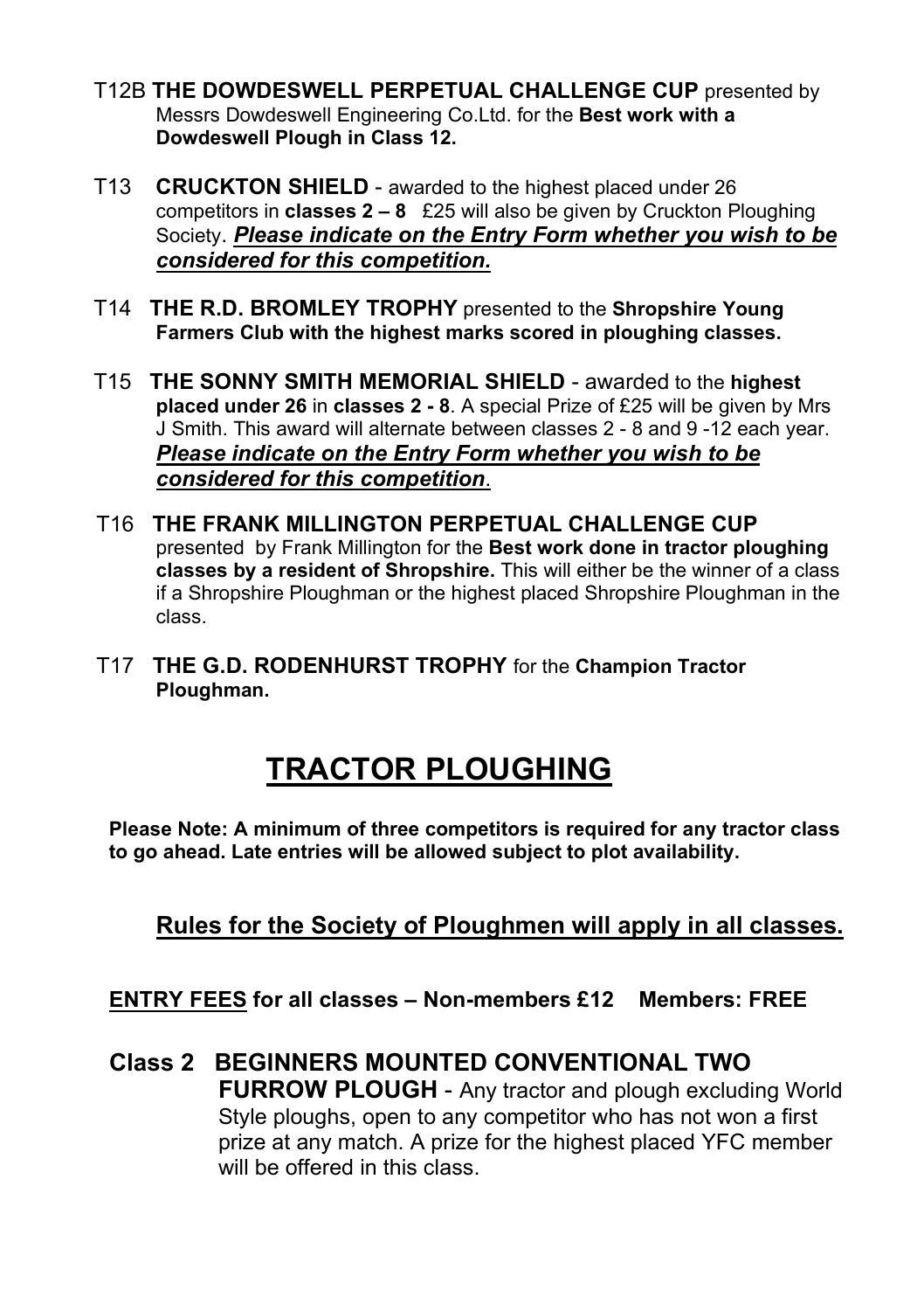T12B **THE DOWDESWELL PERPETUAL CHALLENGE CUP** presented by Messrs Dowdeswell Engineering Co.Ltd. for the **Best work with a Dowdeswell Plough in Class 12.**

T13 **CRUCKTON SHIELD** - awarded to the highest placed under 26 competitors in **classes 2 – 8** £25 will also be given by Cruckton Ploughing Society. ***Please indicate on the Entry Form whether you wish to be considered for this competition.***

T14 **THE R.D. BROMLEY TROPHY** presented to the **Shropshire Young Farmers Club with the highest marks scored in ploughing classes.**

T15 **THE SONNY SMITH MEMORIAL SHIELD** - awarded to the **highest placed under 26** in **classes 2 - 8**. A special Prize of £25 will be given by Mrs J Smith. This award will alternate between classes 2 - 8 and 9 -12 each year. ***Please indicate on the Entry Form whether you wish to be considered for this competition***.

T16 **THE FRANK MILLINGTON PERPETUAL CHALLENGE CUP** presented by Frank Millington for the **Best work done in tractor ploughing classes by a resident of Shropshire.** This will either be the winner of a class if a Shropshire Ploughman or the highest placed Shropshire Ploughman in the class.

T17 **THE G.D. RODENHURST TROPHY** for the **Champion Tractor Ploughman.**

# TRACTOR PLOUGHING

**Please Note: A minimum of three competitors is required for any tractor class to go ahead. Late entries will be allowed subject to plot availability.**

## Rules for the Society of Ploughmen will apply in all classes.

**ENTRY FEES for all classes – Non-members £12 Members: FREE**

**Class 2 BEGINNERS MOUNTED CONVENTIONAL TWO FURROW PLOUGH** - Any tractor and plough excluding World Style ploughs, open to any competitor who has not won a first prize at any match. A prize for the highest placed YFC member will be offered in this class.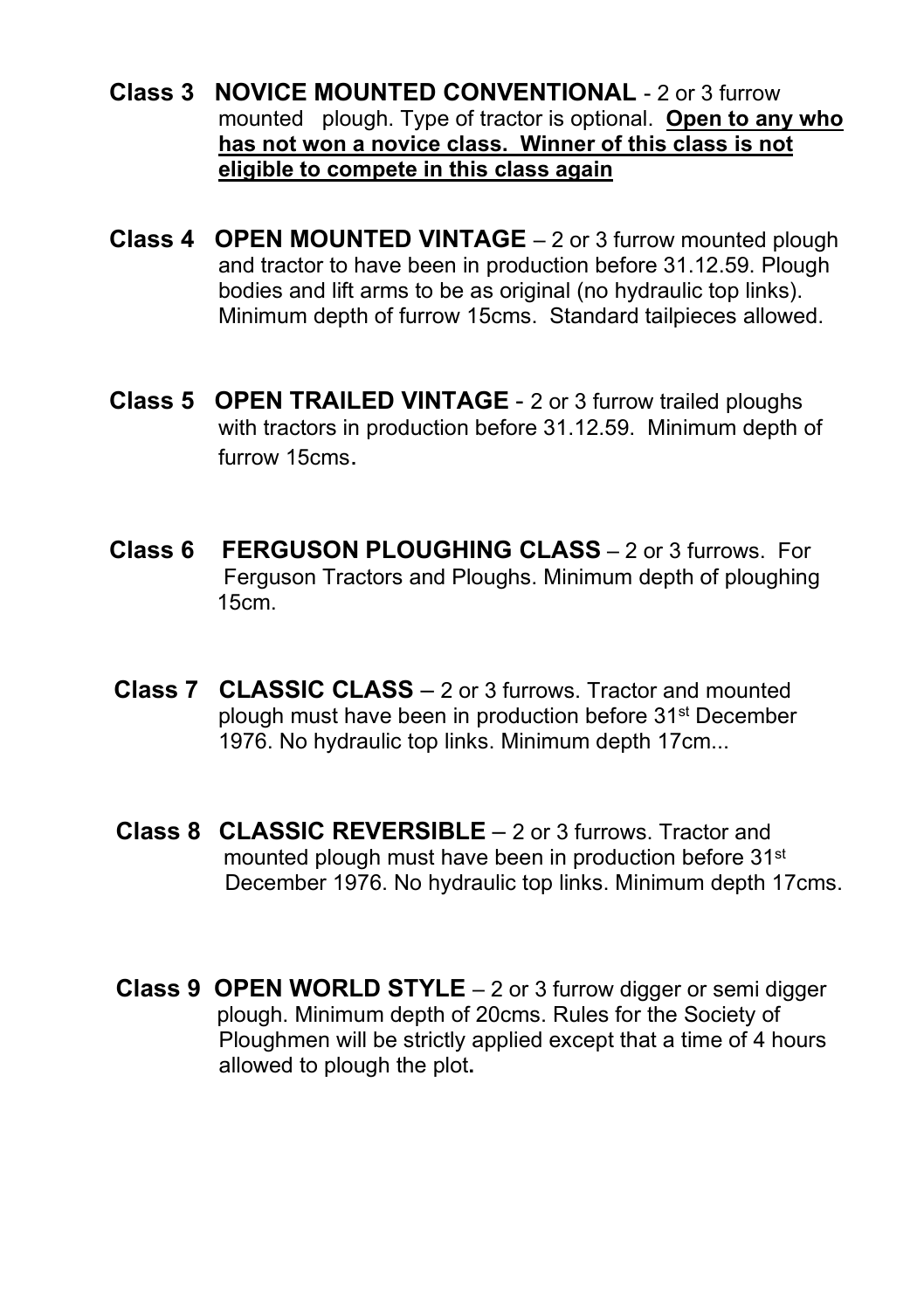**Class 3 NOVICE MOUNTED CONVENTIONAL** - 2 or 3 furrow mounted plough. Type of tractor is optional. **Open to any who has not won a novice class. Winner of this class is not eligible to compete in this class again**

**Class 4 OPEN MOUNTED VINTAGE** – 2 or 3 furrow mounted plough and tractor to have been in production before 31.12.59. Plough bodies and lift arms to be as original (no hydraulic top links). Minimum depth of furrow 15cms. Standard tailpieces allowed.

**Class 5 OPEN TRAILED VINTAGE** - 2 or 3 furrow trailed ploughs with tractors in production before 31.12.59. Minimum depth of furrow 15cms.

**Class 6 FERGUSON PLOUGHING CLASS** – 2 or 3 furrows. For Ferguson Tractors and Ploughs. Minimum depth of ploughing 15cm.

**Class 7 CLASSIC CLASS** – 2 or 3 furrows. Tractor and mounted plough must have been in production before 31st December 1976. No hydraulic top links. Minimum depth 17cm...

**Class 8 CLASSIC REVERSIBLE** – 2 or 3 furrows. Tractor and mounted plough must have been in production before 31st December 1976. No hydraulic top links. Minimum depth 17cms.

**Class 9 OPEN WORLD STYLE** – 2 or 3 furrow digger or semi digger plough. Minimum depth of 20cms. Rules for the Society of Ploughmen will be strictly applied except that a time of 4 hours allowed to plough the plot**.**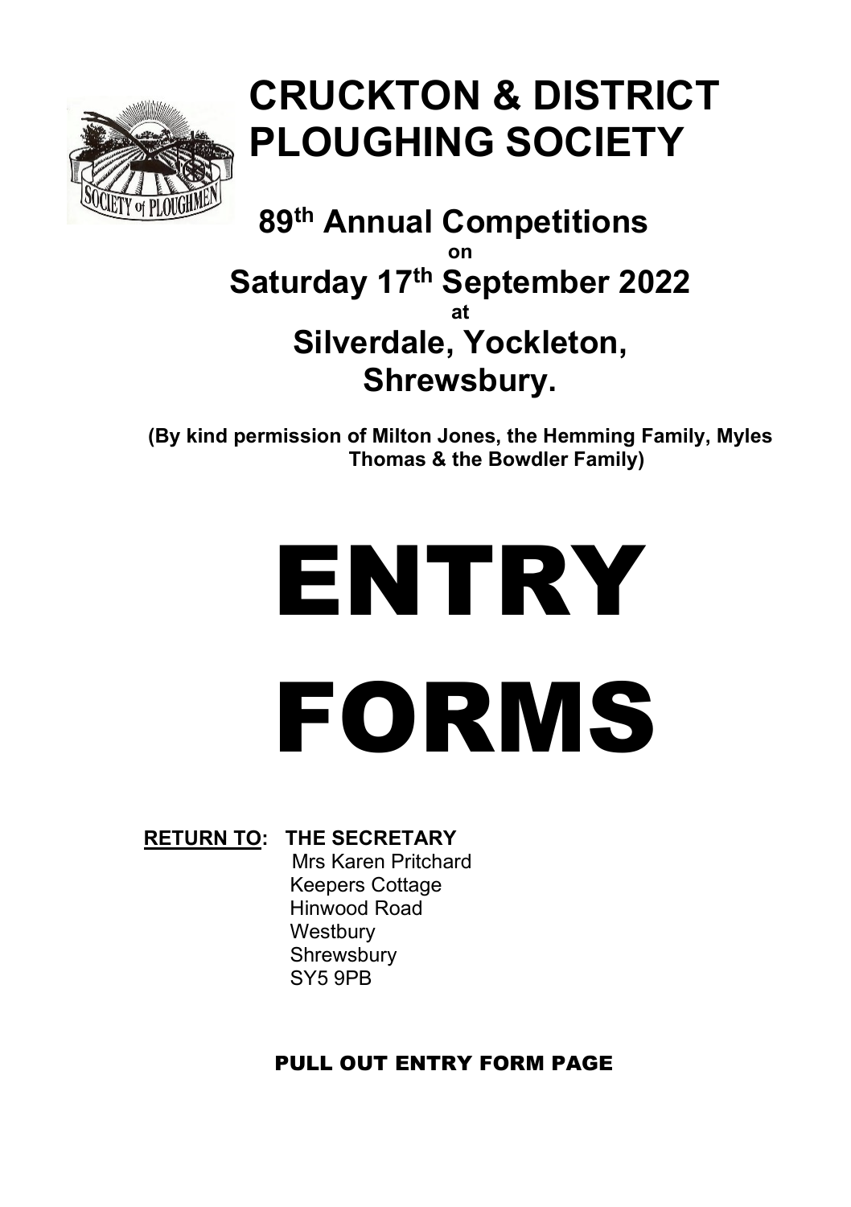# CRUCKTON & DISTRICT PLOUGHING SOCIETY

## 89th Annual Competitions

**on**

## Saturday 17th September 2022

**at**

## Silverdale, Yockleton, Shrewsbury.

**(By kind permission of Milton Jones, the Hemming Family, Myles Thomas & the Bowdler Family)**

# ENTRY FORMS

**RETURN TO: THE SECRETARY**

Mrs Karen Pritchard
Keepers Cottage
Hinwood Road
Westbury
Shrewsbury
SY5 9PB

**PULL OUT ENTRY FORM PAGE**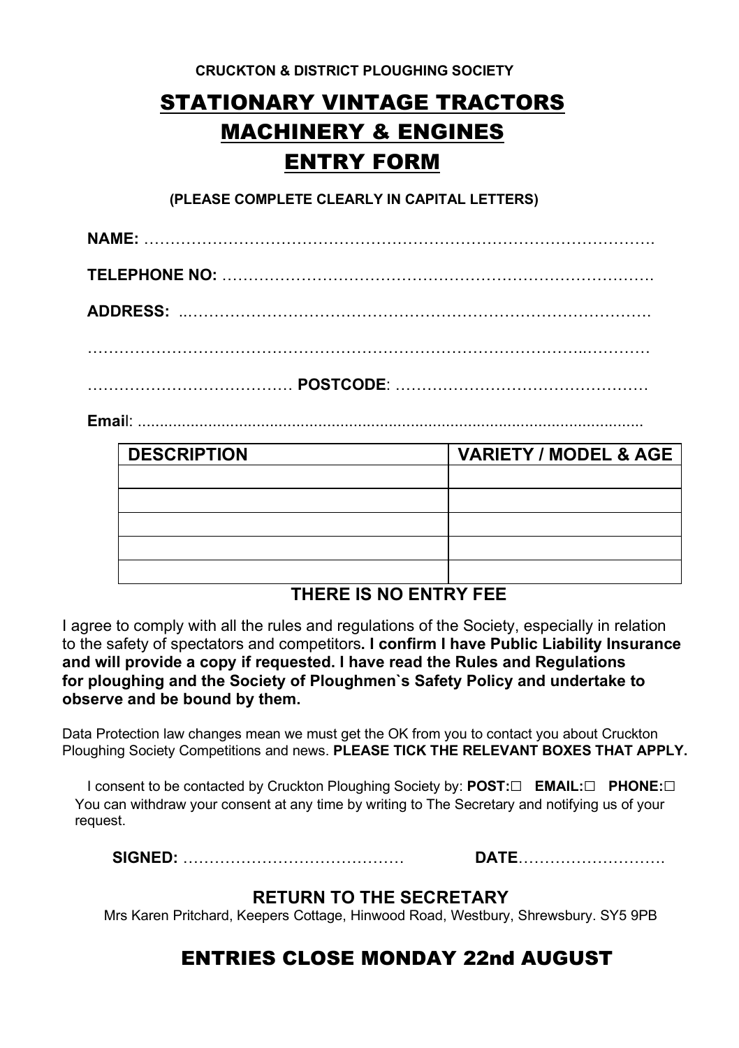**CRUCKTON & DISTRICT PLOUGHING SOCIETY**

# STATIONARY VINTAGE TRACTORS MACHINERY & ENGINES ENTRY FORM

**(PLEASE COMPLETE CLEARLY IN CAPITAL LETTERS)**

**NAME:** ……………………………………………………………………………………

**TELEPHONE NO:** ………………………………………………………………………

**ADDRESS:** ..……………………………………………………………………………

……………………………………………………………………………………..…………

………………………………… **POSTCODE**: …………………………………………

**Emai**l: ..................................................................................................................

| DESCRIPTION | VARIETY / MODEL & AGE |
|---|---|
| | |
| | |
| | |
| | |
| | |

**THERE IS NO ENTRY FEE**

I agree to comply with all the rules and regulations of the Society, especially in relation to the safety of spectators and competitors**. I confirm I have Public Liability Insurance and will provide a copy if requested. I have read the Rules and Regulations for ploughing and the Society of Ploughmen`s Safety Policy and undertake to observe and be bound by them.**

Data Protection law changes mean we must get the OK from you to contact you about Cruckton Ploughing Society Competitions and news. **PLEASE TICK THE RELEVANT BOXES THAT APPLY.**

I consent to be contacted by Cruckton Ploughing Society by: **POST:☐ EMAIL:☐ PHONE:☐**
You can withdraw your consent at any time by writing to The Secretary and notifying us of your request.

**SIGNED:** …………………………………… **DATE**………………………

**RETURN TO THE SECRETARY**

Mrs Karen Pritchard, Keepers Cottage, Hinwood Road, Westbury, Shrewsbury. SY5 9PB

## ENTRIES CLOSE MONDAY 22nd AUGUST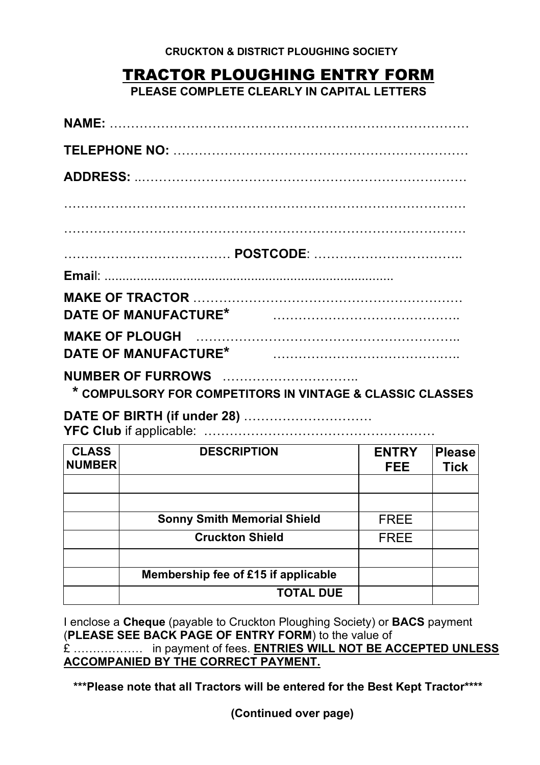**CRUCKTON & DISTRICT PLOUGHING SOCIETY**

# TRACTOR PLOUGHING ENTRY FORM

**PLEASE COMPLETE CLEARLY IN CAPITAL LETTERS**

**NAME:** ……………………………………………………………………………

**TELEPHONE NO:** ……………………………………………………………

**ADDRESS:** ..…………………………………………………………………

…………………………………………………………………………………

…………………………………………………………………………………

………………………………… **POSTCODE**: ……………………………..

**Emai**l: ...............................................................................

**MAKE OF TRACTOR** ………………………………………………………
**DATE OF MANUFACTURE*** ……………………………………..

**MAKE OF PLOUGH** ……………………………………………………..
**DATE OF MANUFACTURE*** ……………………………………..

**NUMBER OF FURROWS** …………………………..

**\* COMPULSORY FOR COMPETITORS IN VINTAGE & CLASSIC CLASSES**

**DATE OF BIRTH (if under 28)** …………………………
**YFC Club** if applicable: ………………………………………………

| CLASS NUMBER | DESCRIPTION | ENTRY FEE | Please Tick |
|---|---|---|---|
| | | | |
| | | | |
| | **Sonny Smith Memorial Shield** | FREE | |
| | **Cruckton Shield** | FREE | |
| | | | |
| | **Membership fee of £15 if applicable** | | |
| | **TOTAL DUE** | | |

I enclose a **Cheque** (payable to Cruckton Ploughing Society) or **BACS** payment (**PLEASE SEE BACK PAGE OF ENTRY FORM**) to the value of £ ……………… in payment of fees. **ENTRIES WILL NOT BE ACCEPTED UNLESS ACCOMPANIED BY THE CORRECT PAYMENT.**

**\*\*\*Please note that all Tractors will be entered for the Best Kept Tractor\*\*\*\***

**(Continued over page)**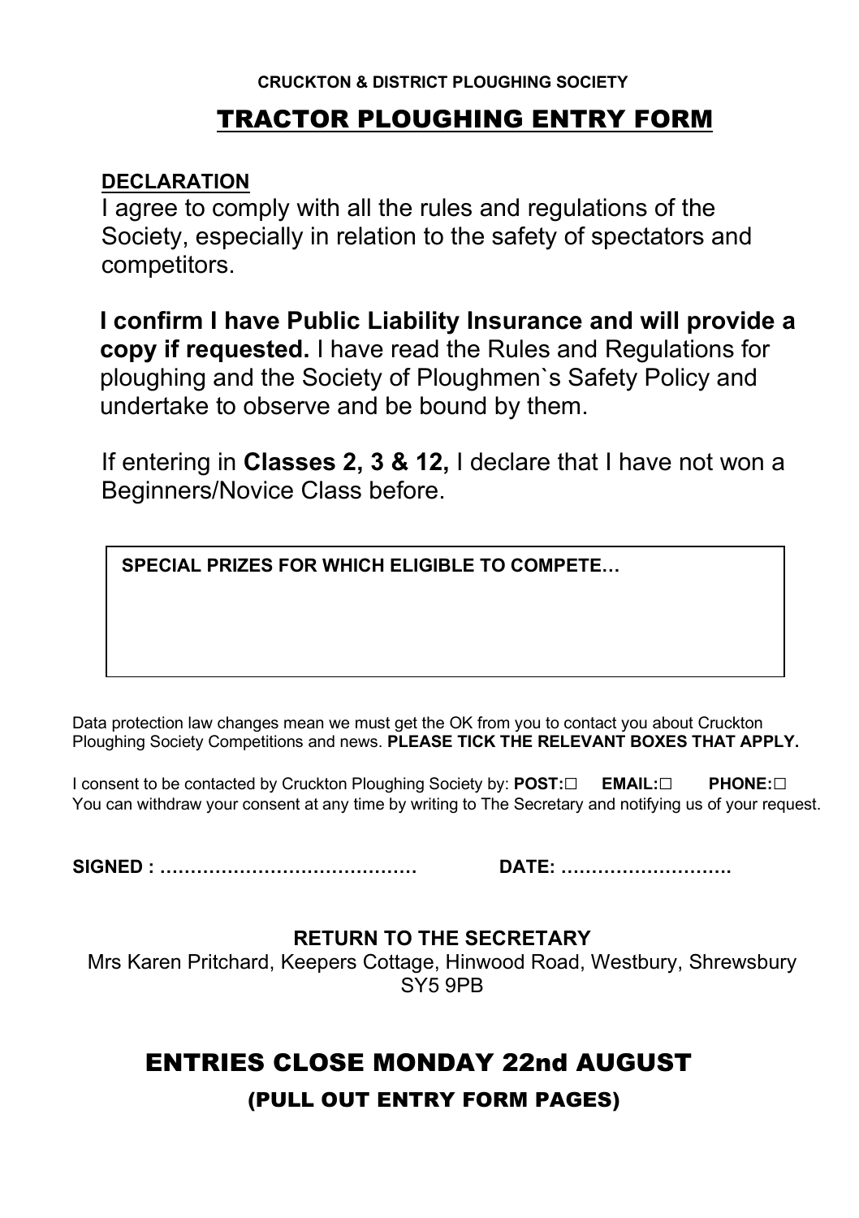**CRUCKTON & DISTRICT PLOUGHING SOCIETY**

# TRACTOR PLOUGHING ENTRY FORM

**DECLARATION**

I agree to comply with all the rules and regulations of the Society, especially in relation to the safety of spectators and competitors.

**I confirm I have Public Liability Insurance and will provide a copy if requested.** I have read the Rules and Regulations for ploughing and the Society of Ploughmen`s Safety Policy and undertake to observe and be bound by them.

If entering in **Classes 2, 3 & 12,** I declare that I have not won a Beginners/Novice Class before.

| **SPECIAL PRIZES FOR WHICH ELIGIBLE TO COMPETE…** |
| --- |
| |

Data protection law changes mean we must get the OK from you to contact you about Cruckton Ploughing Society Competitions and news. **PLEASE TICK THE RELEVANT BOXES THAT APPLY.**

I consent to be contacted by Cruckton Ploughing Society by: **POST:**☐ **EMAIL:**☐ **PHONE:**☐
You can withdraw your consent at any time by writing to The Secretary and notifying us of your request.

**SIGNED : ……………………………………** **DATE: ……………………….**

**RETURN TO THE SECRETARY**

Mrs Karen Pritchard, Keepers Cottage, Hinwood Road, Westbury, Shrewsbury SY5 9PB

## ENTRIES CLOSE MONDAY 22nd AUGUST

**(PULL OUT ENTRY FORM PAGES)**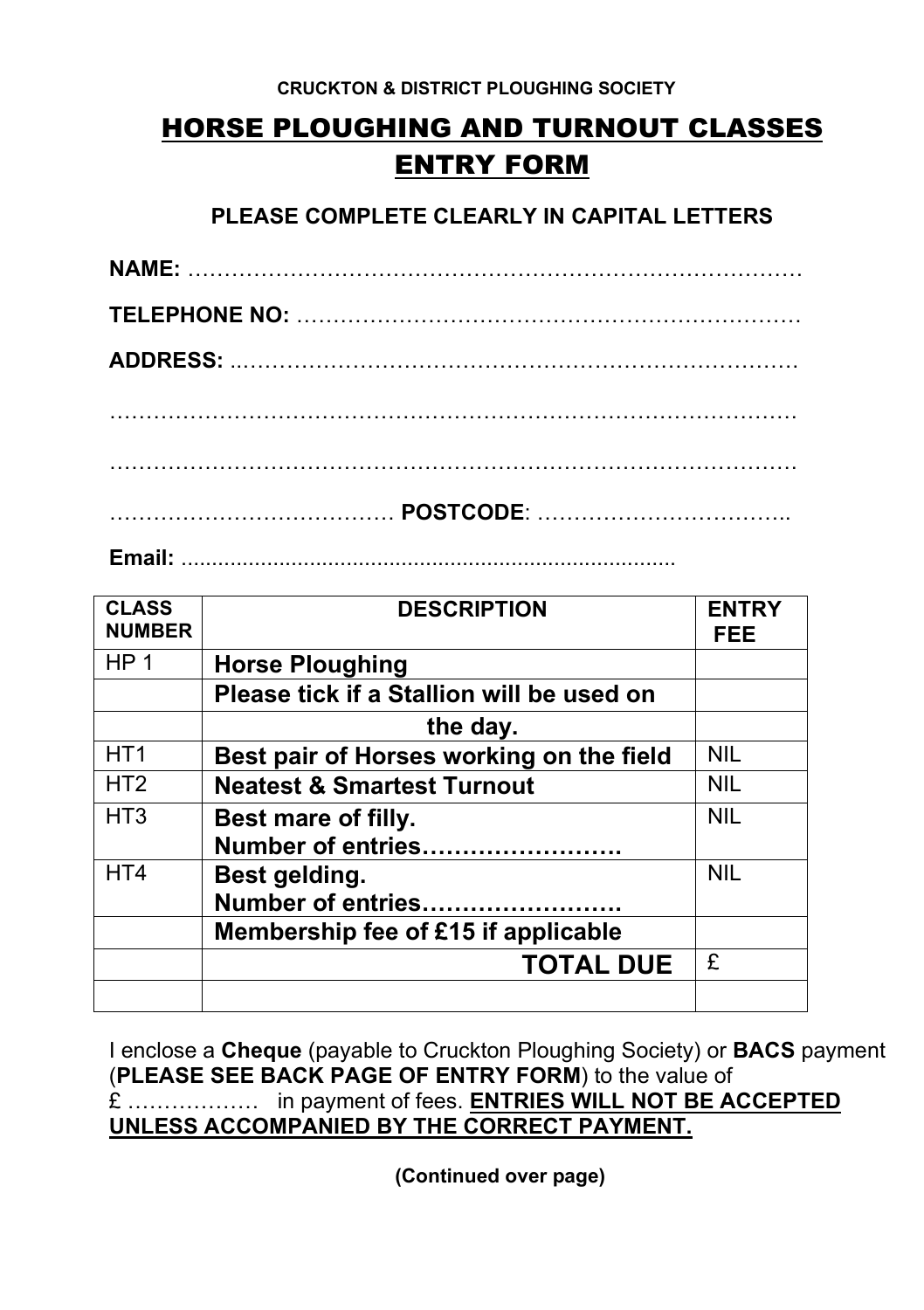**CRUCKTON & DISTRICT PLOUGHING SOCIETY**

# HORSE PLOUGHING AND TURNOUT CLASSES ENTRY FORM

**PLEASE COMPLETE CLEARLY IN CAPITAL LETTERS**

**NAME:** ………………………………………………………………………

**TELEPHONE NO:** ……………………………………………………………

**ADDRESS:** ..………………………………………………………………

…………………………………………………………………………………

…………………………………………………………………………………

………………………………… **POSTCODE**: ……………………………..

**Email:** ................................................................................

| CLASS NUMBER | DESCRIPTION | ENTRY FEE |
|---|---|---|
| HP 1 | **Horse Ploughing** | |
| | **Please tick if a Stallion will be used on** | |
| | **the day.** | |
| HT1 | **Best pair of Horses working on the field** | NIL |
| HT2 | **Neatest & Smartest Turnout** | NIL |
| HT3 | **Best mare of filly. Number of entries…………………….** | NIL |
| HT4 | **Best gelding. Number of entries…………………….** | NIL |
| | **Membership fee of £15 if applicable** | |
| | **TOTAL DUE** | £ |
| | | |

I enclose a **Cheque** (payable to Cruckton Ploughing Society) or **BACS** payment (**PLEASE SEE BACK PAGE OF ENTRY FORM**) to the value of £ ……………… in payment of fees. **ENTRIES WILL NOT BE ACCEPTED UNLESS ACCOMPANIED BY THE CORRECT PAYMENT.**

**(Continued over page)**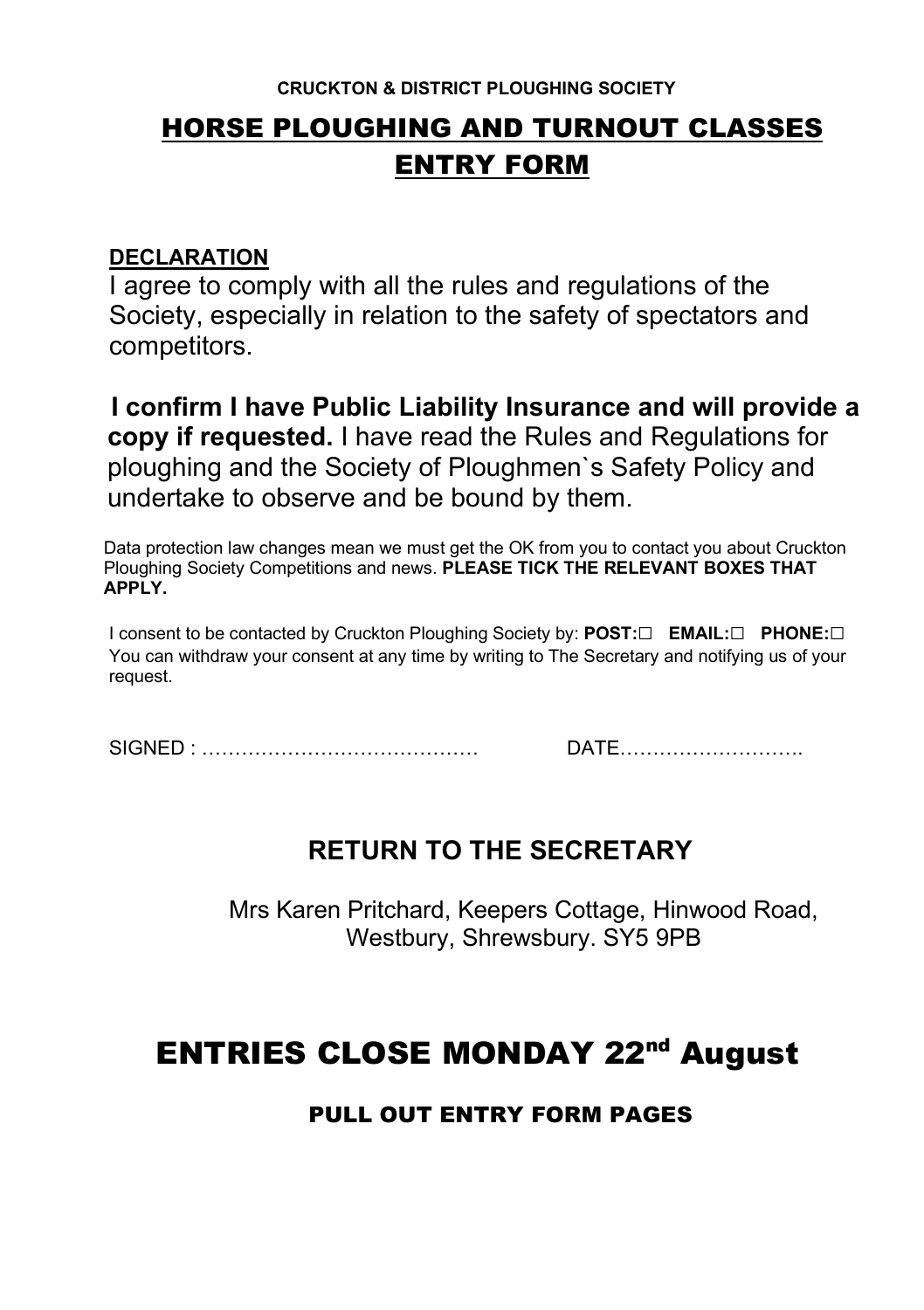**CRUCKTON & DISTRICT PLOUGHING SOCIETY**

# HORSE PLOUGHING AND TURNOUT CLASSES ENTRY FORM

**DECLARATION**

I agree to comply with all the rules and regulations of the Society, especially in relation to the safety of spectators and competitors.

**I confirm I have Public Liability Insurance and will provide a copy if requested.** I have read the Rules and Regulations for ploughing and the Society of Ploughmen`s Safety Policy and undertake to observe and be bound by them.

Data protection law changes mean we must get the OK from you to contact you about Cruckton Ploughing Society Competitions and news. **PLEASE TICK THE RELEVANT BOXES THAT APPLY.**

I consent to be contacted by Cruckton Ploughing Society by: **POST:☐ EMAIL:☐ PHONE:☐**
You can withdraw your consent at any time by writing to The Secretary and notifying us of your request.

SIGNED : ……………………………………    DATE………………………..

## RETURN TO THE SECRETARY

Mrs Karen Pritchard, Keepers Cottage, Hinwood Road, Westbury, Shrewsbury. SY5 9PB

# ENTRIES CLOSE MONDAY 22nd August

**PULL OUT ENTRY FORM PAGES**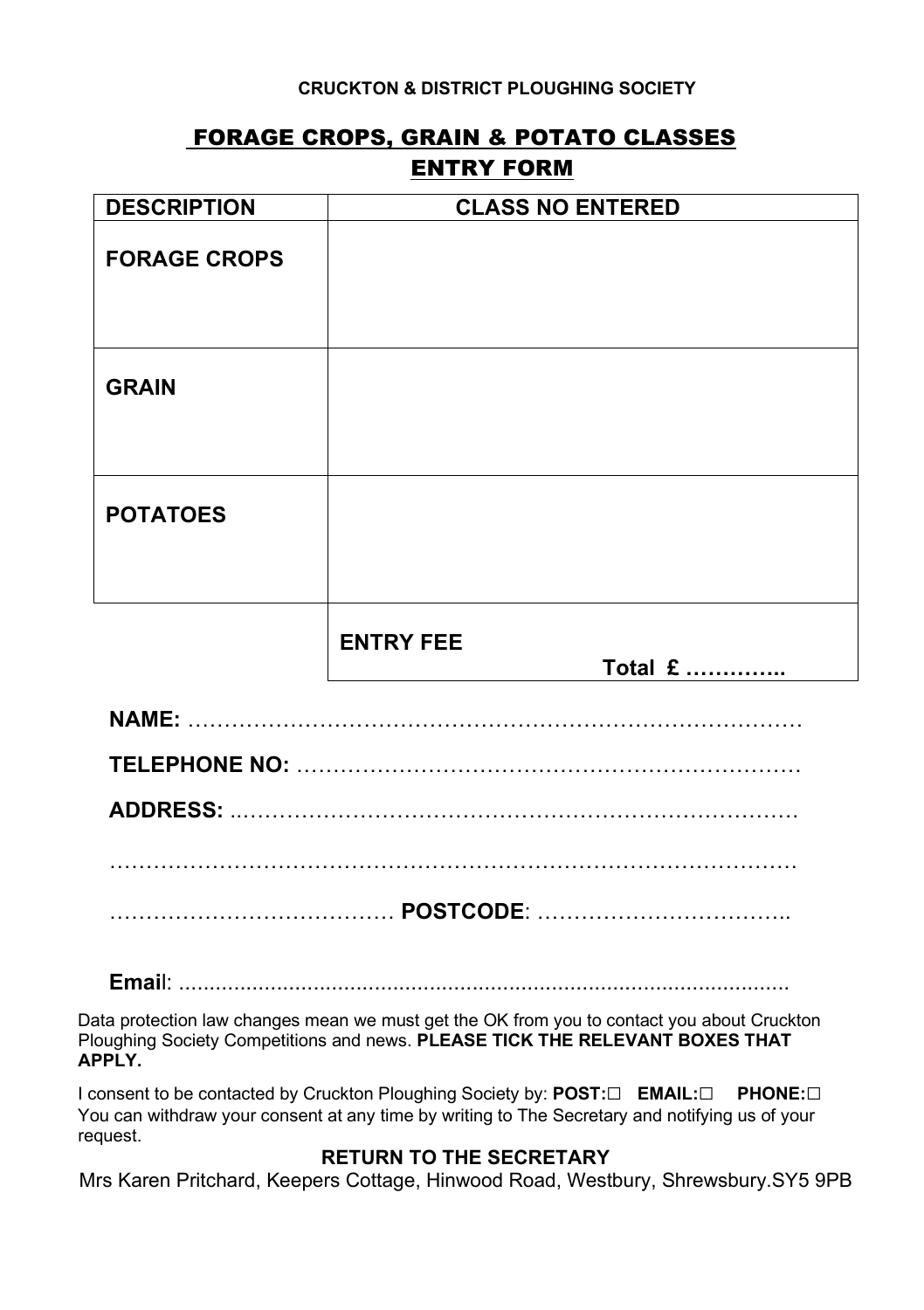**CRUCKTON & DISTRICT PLOUGHING SOCIETY**

# FORAGE CROPS, GRAIN & POTATO CLASSES
## ENTRY FORM

| DESCRIPTION | CLASS NO ENTERED |
|---|---|
| **FORAGE CROPS** | |
| **GRAIN** | |
| **POTATOES** | |
| | **ENTRY FEE** **Total £ …………..** |

**NAME:** …………………………………………………………………………

**TELEPHONE NO:** ……………………………………………………………

**ADDRESS:** ..……………………………………………………………………

…………………………………………………………………………………

………………………………… **POSTCODE**: ……………………………..

**Emai**l: ..........................................................................................

Data protection law changes mean we must get the OK from you to contact you about Cruckton Ploughing Society Competitions and news. **PLEASE TICK THE RELEVANT BOXES THAT APPLY.**

I consent to be contacted by Cruckton Ploughing Society by: **POST:**☐ **EMAIL:**☐ **PHONE:**☐
You can withdraw your consent at any time by writing to The Secretary and notifying us of your request.

**RETURN TO THE SECRETARY**

Mrs Karen Pritchard, Keepers Cottage, Hinwood Road, Westbury, Shrewsbury.SY5 9PB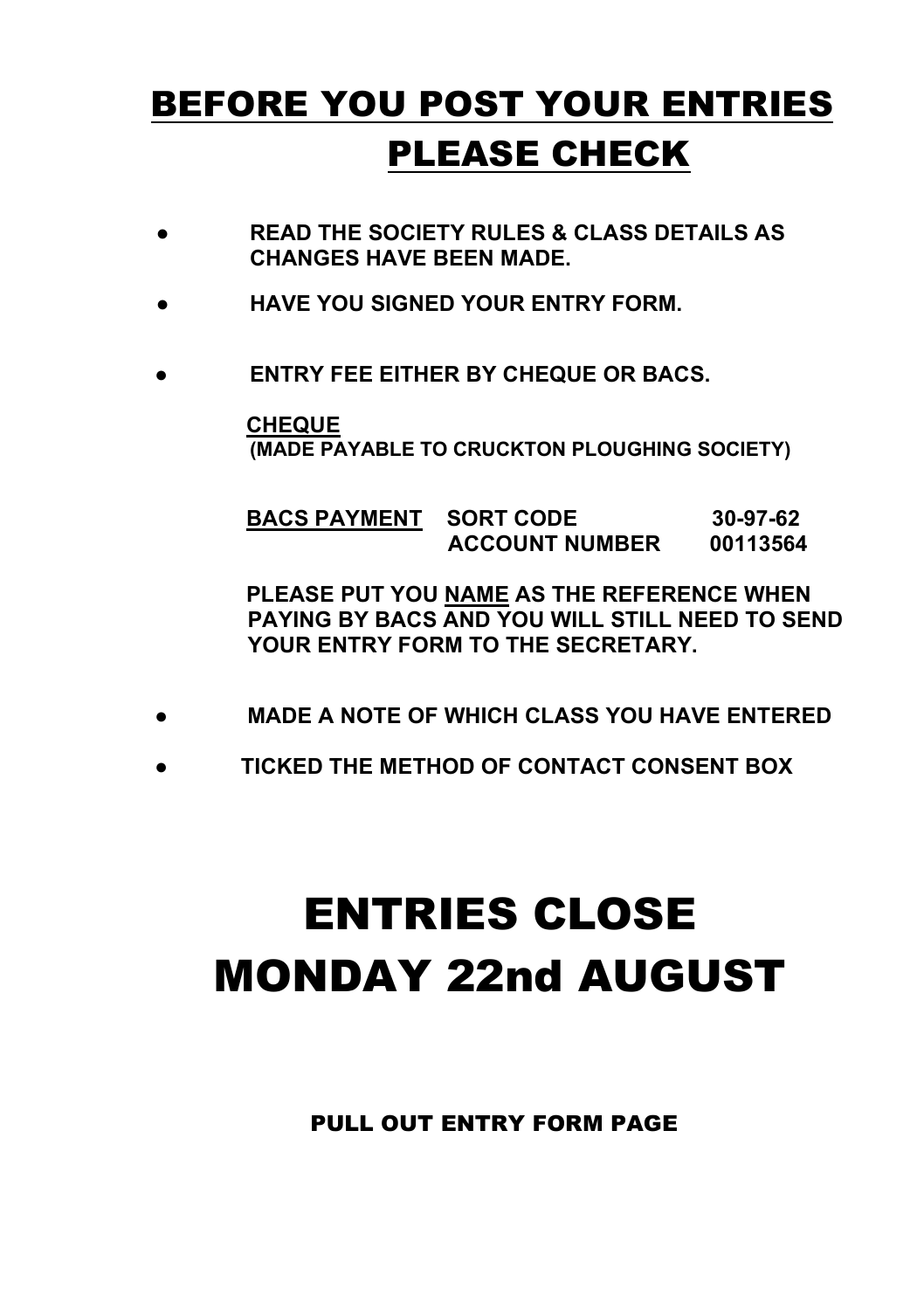# BEFORE YOU POST YOUR ENTRIES PLEASE CHECK

- **READ THE SOCIETY RULES & CLASS DETAILS AS CHANGES HAVE BEEN MADE.**
- **HAVE YOU SIGNED YOUR ENTRY FORM.**
- **ENTRY FEE EITHER BY CHEQUE OR BACS.**

  **CHEQUE**
  **(MADE PAYABLE TO CRUCKTON PLOUGHING SOCIETY)**

  **BACS PAYMENT** **SORT CODE 30-97-62**
  **ACCOUNT NUMBER 00113564**

  **PLEASE PUT YOU NAME AS THE REFERENCE WHEN PAYING BY BACS AND YOU WILL STILL NEED TO SEND YOUR ENTRY FORM TO THE SECRETARY.**

- **MADE A NOTE OF WHICH CLASS YOU HAVE ENTERED**
- **TICKED THE METHOD OF CONTACT CONSENT BOX**

# ENTRIES CLOSE MONDAY 22nd AUGUST

**PULL OUT ENTRY FORM PAGE**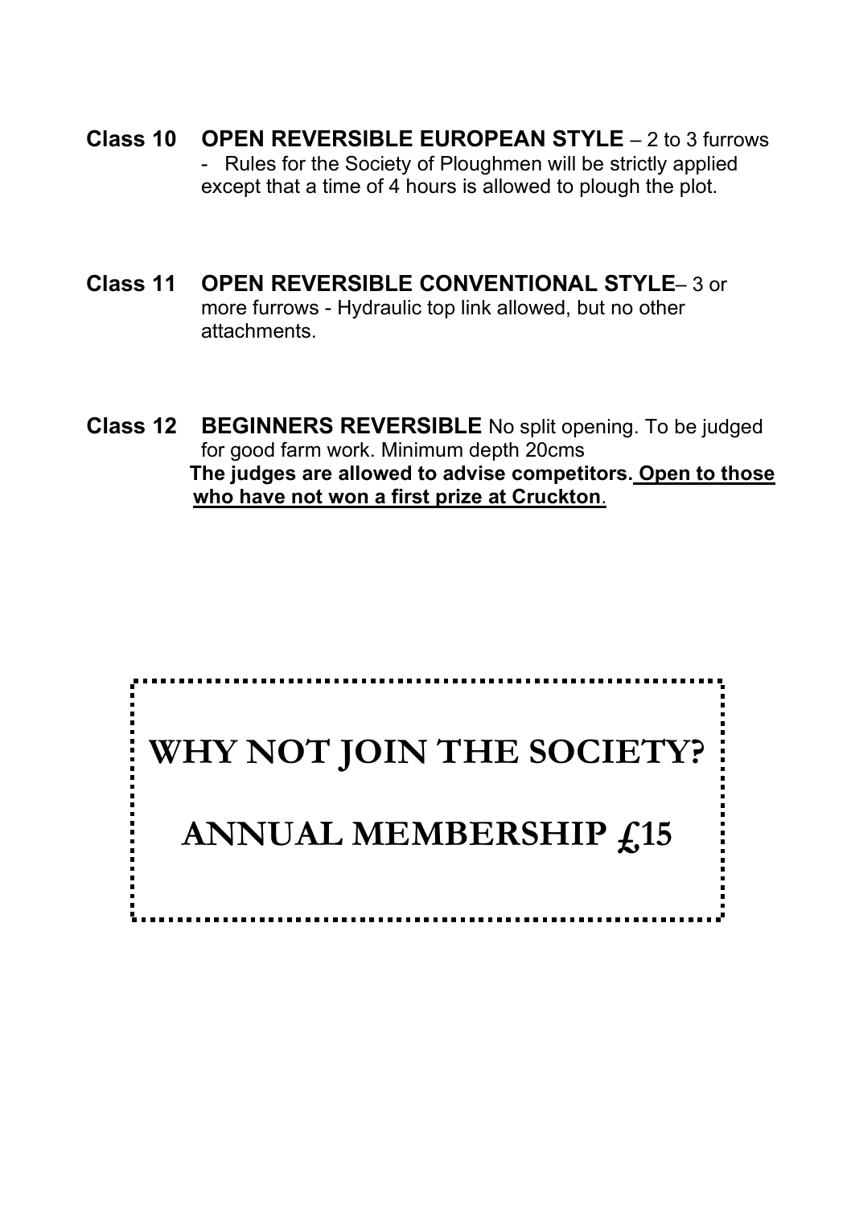**Class 10 OPEN REVERSIBLE EUROPEAN STYLE** – 2 to 3 furrows - Rules for the Society of Ploughmen will be strictly applied except that a time of 4 hours is allowed to plough the plot.

**Class 11 OPEN REVERSIBLE CONVENTIONAL STYLE**– 3 or more furrows - Hydraulic top link allowed, but no other attachments.

**Class 12 BEGINNERS REVERSIBLE** No split opening. To be judged for good farm work. Minimum depth 20cms
**The judges are allowed to advise competitors. <u>Open to those who have not won a first prize at Cruckton</u>**.

**WHY NOT JOIN THE SOCIETY?**

**ANNUAL MEMBERSHIP £15**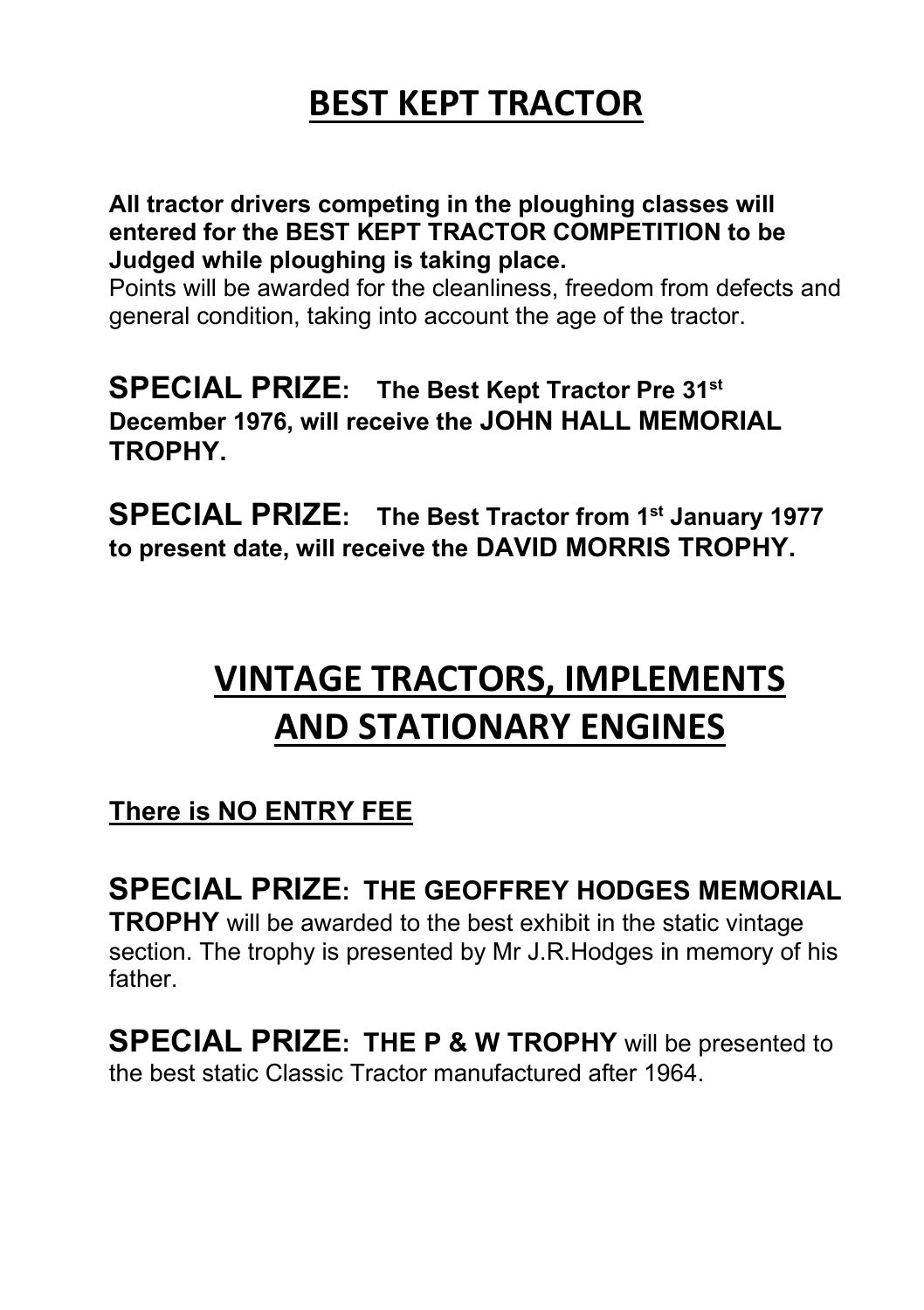# BEST KEPT TRACTOR

**All tractor drivers competing in the ploughing classes will entered for the BEST KEPT TRACTOR COMPETITION to be Judged while ploughing is taking place.**
Points will be awarded for the cleanliness, freedom from defects and general condition, taking into account the age of the tractor.

**SPECIAL PRIZE: The Best Kept Tractor Pre 31st December 1976, will receive the JOHN HALL MEMORIAL TROPHY.**

**SPECIAL PRIZE: The Best Tractor from 1st January 1977 to present date, will receive the DAVID MORRIS TROPHY.**

# VINTAGE TRACTORS, IMPLEMENTS AND STATIONARY ENGINES

**There is NO ENTRY FEE**

**SPECIAL PRIZE: THE GEOFFREY HODGES MEMORIAL TROPHY** will be awarded to the best exhibit in the static vintage section. The trophy is presented by Mr J.R.Hodges in memory of his father.

**SPECIAL PRIZE: THE P & W TROPHY** will be presented to the best static Classic Tractor manufactured after 1964.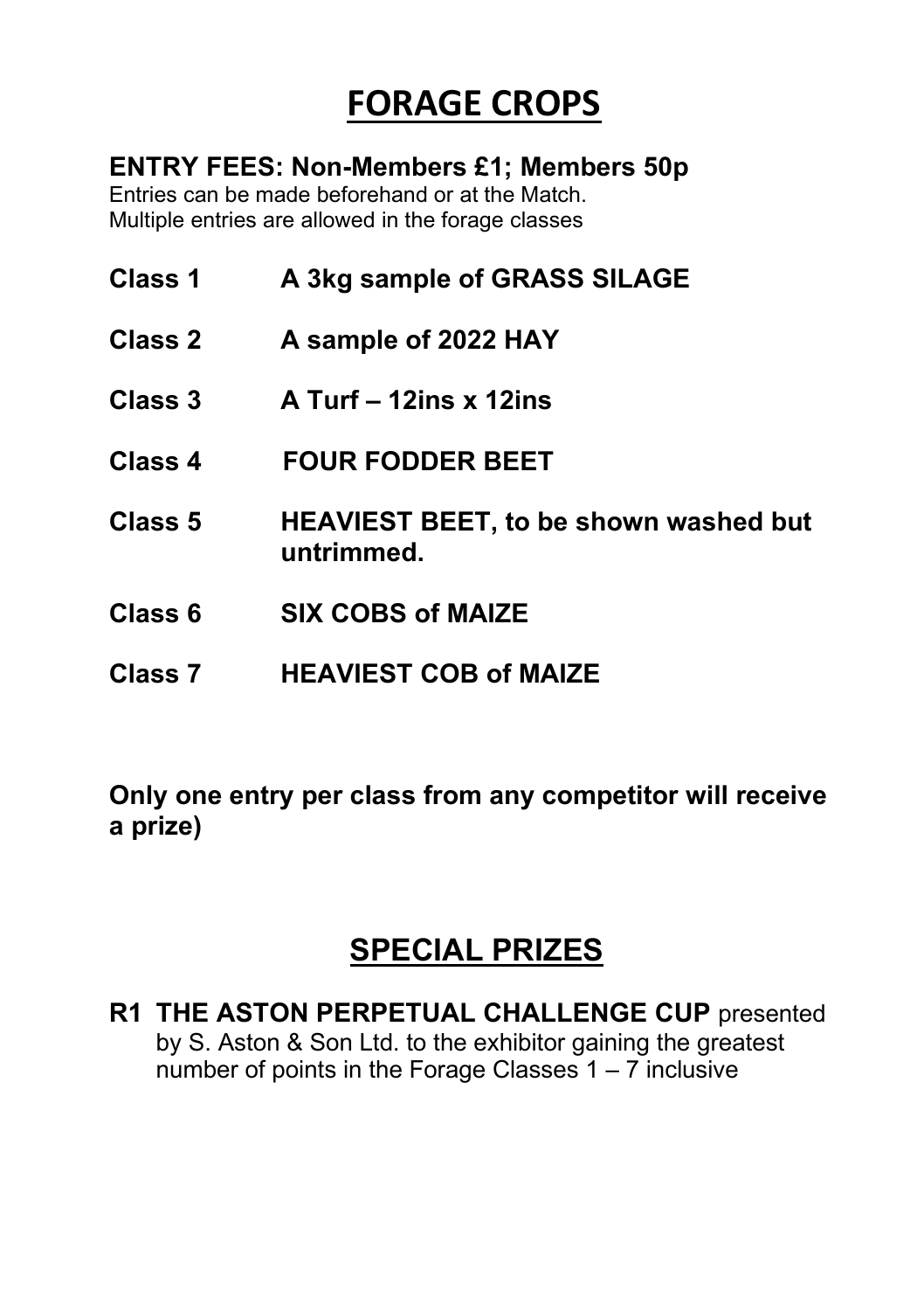# FORAGE CROPS

**ENTRY FEES: Non-Members £1; Members 50p**

Entries can be made beforehand or at the Match.
Multiple entries are allowed in the forage classes

**Class 1 A 3kg sample of GRASS SILAGE**

**Class 2 A sample of 2022 HAY**

**Class 3 A Turf – 12ins x 12ins**

**Class 4 FOUR FODDER BEET**

**Class 5 HEAVIEST BEET, to be shown washed but untrimmed.**

**Class 6 SIX COBS of MAIZE**

**Class 7 HEAVIEST COB of MAIZE**

**Only one entry per class from any competitor will receive a prize)**

## SPECIAL PRIZES

**R1 THE ASTON PERPETUAL CHALLENGE CUP** presented by S. Aston & Son Ltd. to the exhibitor gaining the greatest number of points in the Forage Classes 1 – 7 inclusive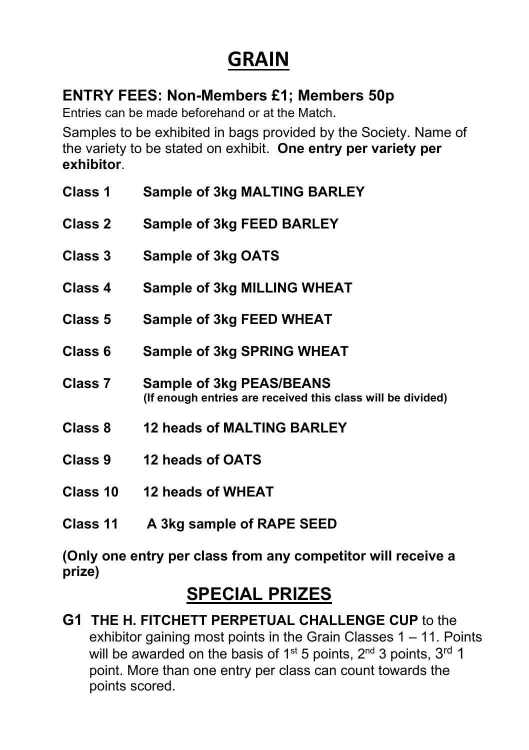# GRAIN

**ENTRY FEES: Non-Members £1; Members 50p**

Entries can be made beforehand or at the Match.

Samples to be exhibited in bags provided by the Society. Name of the variety to be stated on exhibit. **One entry per variety per exhibitor**.

**Class 1 Sample of 3kg MALTING BARLEY**

**Class 2 Sample of 3kg FEED BARLEY**

**Class 3 Sample of 3kg OATS**

**Class 4 Sample of 3kg MILLING WHEAT**

**Class 5 Sample of 3kg FEED WHEAT**

**Class 6 Sample of 3kg SPRING WHEAT**

**Class 7 Sample of 3kg PEAS/BEANS**
**(If enough entries are received this class will be divided)**

**Class 8 12 heads of MALTING BARLEY**

**Class 9 12 heads of OATS**

**Class 10 12 heads of WHEAT**

**Class 11 A 3kg sample of RAPE SEED**

**(Only one entry per class from any competitor will receive a prize)**

## SPECIAL PRIZES

**G1 THE H. FITCHETT PERPETUAL CHALLENGE CUP** to the exhibitor gaining most points in the Grain Classes 1 – 11. Points will be awarded on the basis of 1st 5 points, 2nd 3 points, 3rd 1 point. More than one entry per class can count towards the points scored.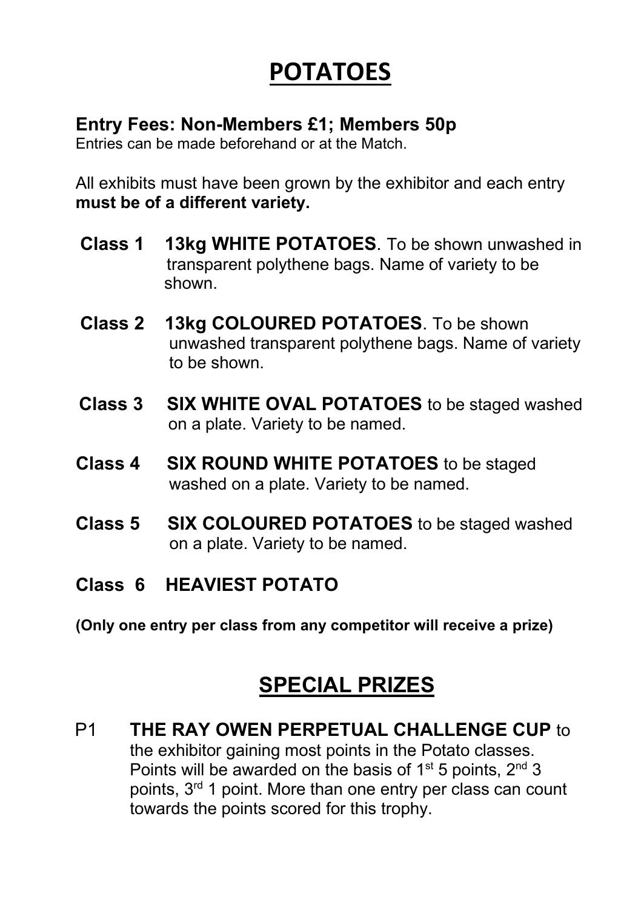# POTATOES

**Entry Fees: Non-Members £1; Members 50p**

Entries can be made beforehand or at the Match.

All exhibits must have been grown by the exhibitor and each entry **must be of a different variety.**

**Class 1** **13kg WHITE POTATOES**. To be shown unwashed in transparent polythene bags. Name of variety to be shown.

**Class 2** **13kg COLOURED POTATOES**. To be shown unwashed transparent polythene bags. Name of variety to be shown.

**Class 3** **SIX WHITE OVAL POTATOES** to be staged washed on a plate. Variety to be named.

**Class 4** **SIX ROUND WHITE POTATOES** to be staged washed on a plate. Variety to be named.

**Class 5** **SIX COLOURED POTATOES** to be staged washed on a plate. Variety to be named.

**Class 6** **HEAVIEST POTATO**

**(Only one entry per class from any competitor will receive a prize)**

## SPECIAL PRIZES

P1 **THE RAY OWEN PERPETUAL CHALLENGE CUP** to the exhibitor gaining most points in the Potato classes. Points will be awarded on the basis of 1st 5 points, 2nd 3 points, 3rd 1 point. More than one entry per class can count towards the points scored for this trophy.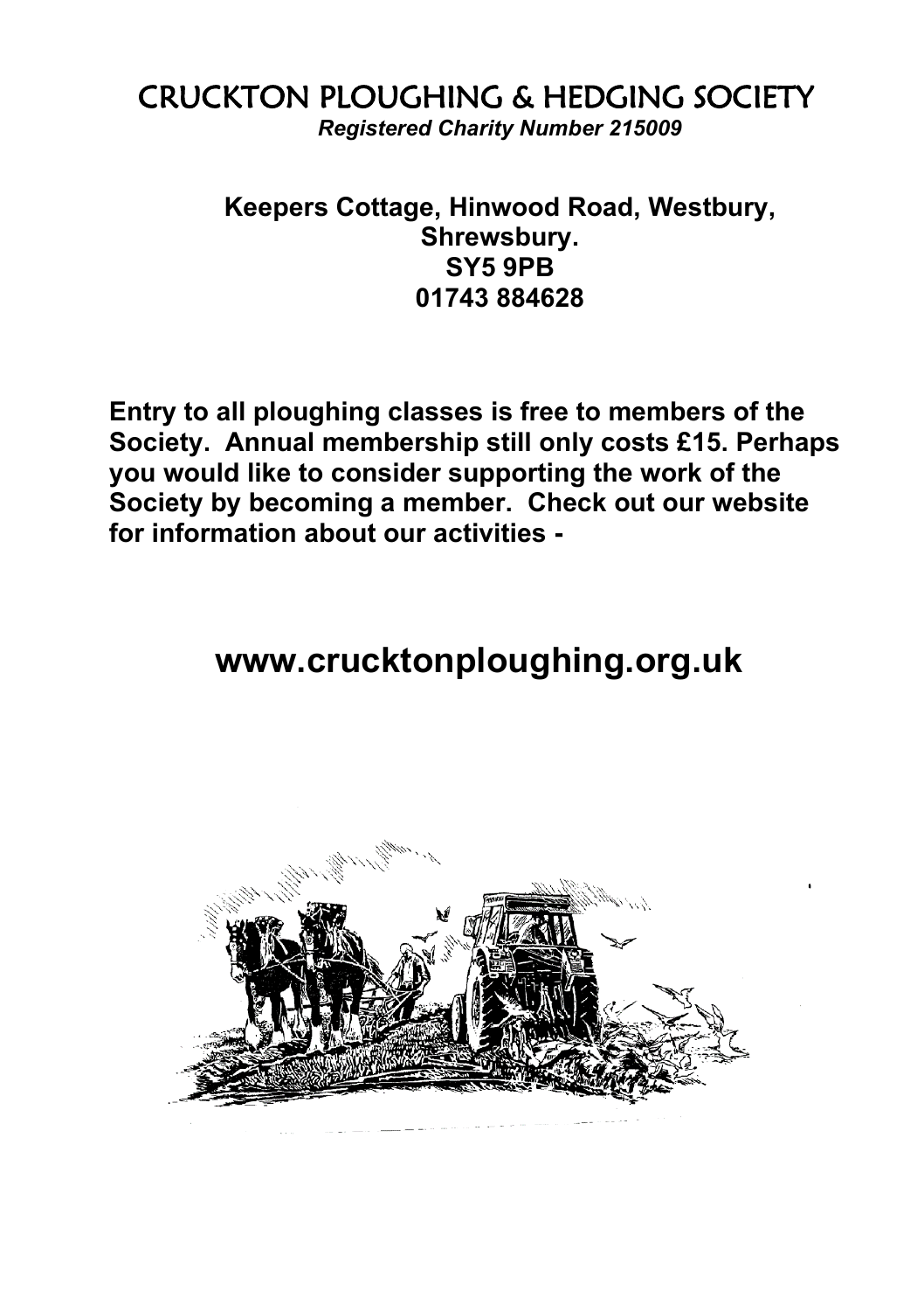# CRUCKTON PLOUGHING & HEDGING SOCIETY

*Registered Charity Number 215009*

**Keepers Cottage, Hinwood Road, Westbury, Shrewsbury. SY5 9PB 01743 884628**

**Entry to all ploughing classes is free to members of the Society. Annual membership still only costs £15. Perhaps you would like to consider supporting the work of the Society by becoming a member. Check out our website for information about our activities -**

## www.cruckt​onploughing.org.uk

# CRUCKTON PLOUGHING & HEDGING SOCIETY

*Registered Charity Number 215009*

**Keepers Cottage, Hinwood Road, Westbury, Shrewsbury. SY5 9PB 01743 884628**

**Entry to all ploughing classes is free to members of the Society. Annual membership still only costs £15. Perhaps you would like to consider supporting the work of the Society by becoming a member. Check out our website for information about our activities -**

## www.cruckto​nploughing.org.uk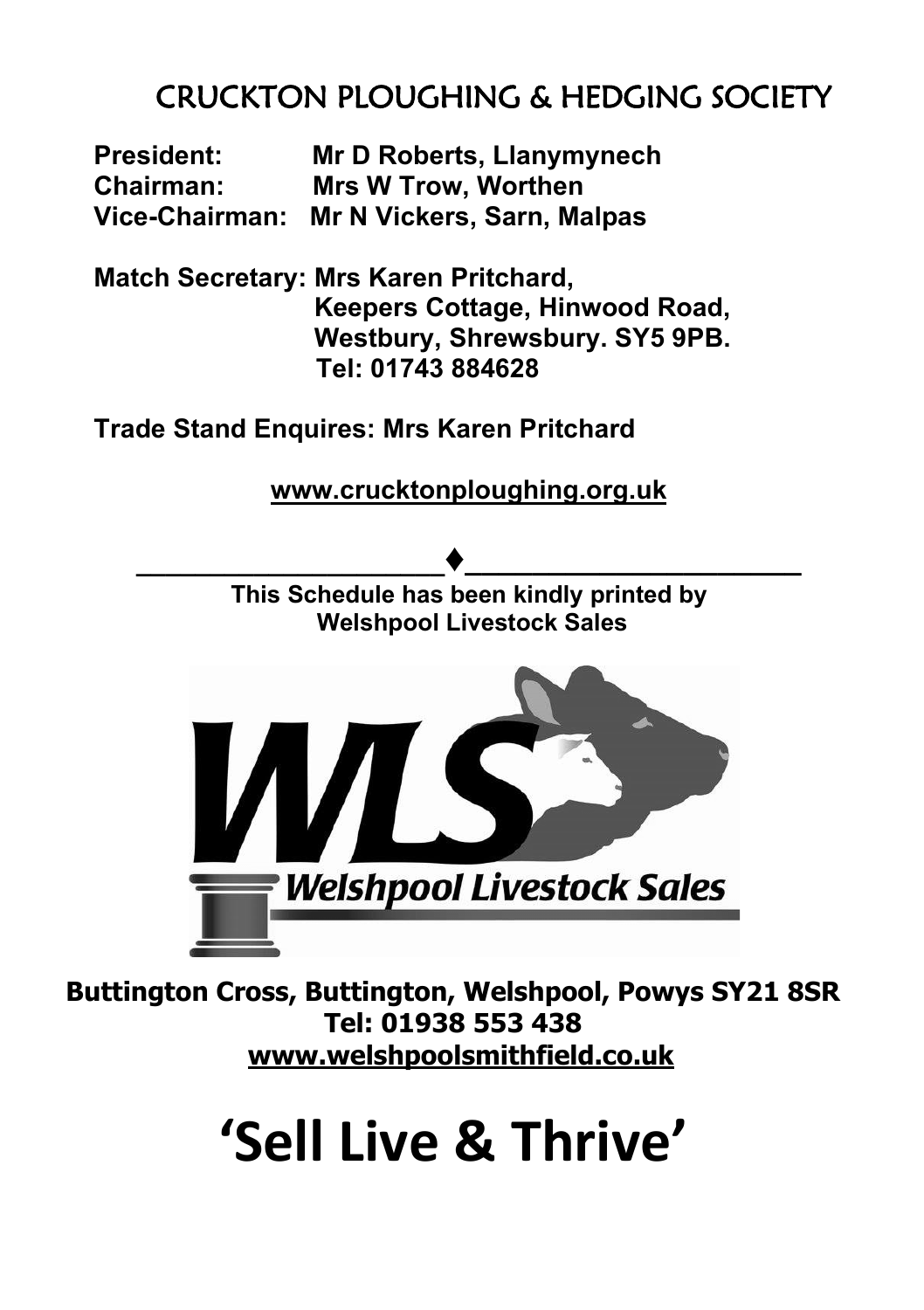# CRUCKTON PLOUGHING & HEDGING SOCIETY

**President:** Mr D Roberts, Llanymynech
**Chairman:** Mrs W Trow, Worthen
**Vice-Chairman:** Mr N Vickers, Sarn, Malpas

**Match Secretary:** Mrs Karen Pritchard,
Keepers Cottage, Hinwood Road,
Westbury, Shrewsbury. SY5 9PB.
Tel: 01743 884628

**Trade Stand Enquires:** Mrs Karen Pritchard

www.crucktonploughing.org.uk

---

**This Schedule has been kindly printed by Welshpool Livestock Sales**

**WLS Welshpool Livestock Sales**

**Buttington Cross, Buttington, Welshpool, Powys SY21 8SR**
**Tel: 01938 553 438**
**www.welshpoolsmithfield.co.uk**

# 'Sell Live & Thrive'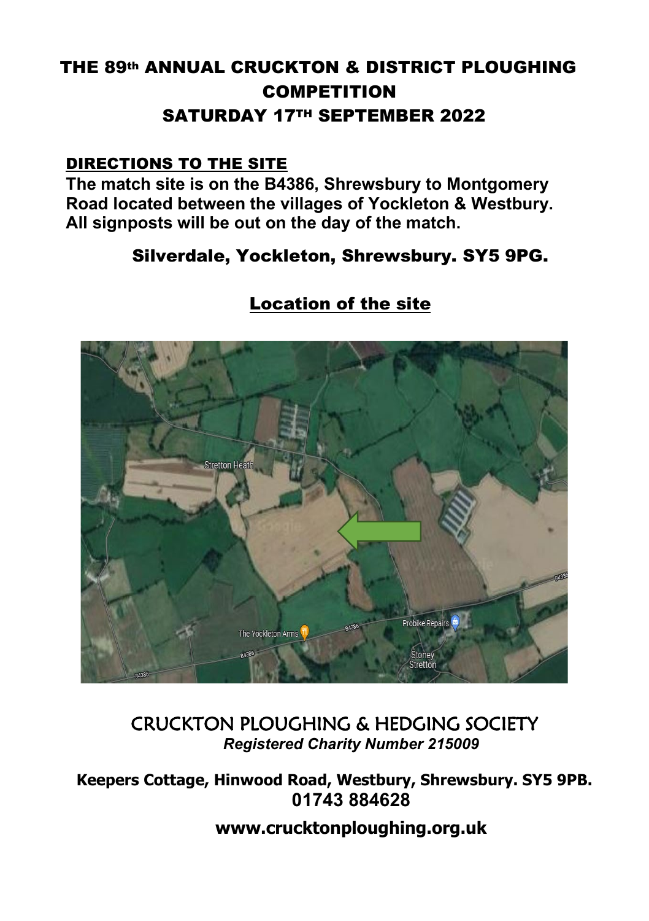# THE 89th ANNUAL CRUCKTON & DISTRICT PLOUGHING COMPETITION

# SATURDAY 17TH SEPTEMBER 2022

## DIRECTIONS TO THE SITE

**The match site is on the B4386, Shrewsbury to Montgomery Road located between the villages of Yockleton & Westbury. All signposts will be out on the day of the match.**

**Silverdale, Yockleton, Shrewsbury. SY5 9PG.**

## Location of the site

Stretton Heath

The Yockleton Arms

B4386

Probike Repairs

Stoney Stretton

## CRUCKTON PLOUGHING & HEDGING SOCIETY

*Registered Charity Number 215009*

**Keepers Cottage, Hinwood Road, Westbury, Shrewsbury. SY5 9PB.**

**01743 884628**

**www.crucktonploughing.org.uk**